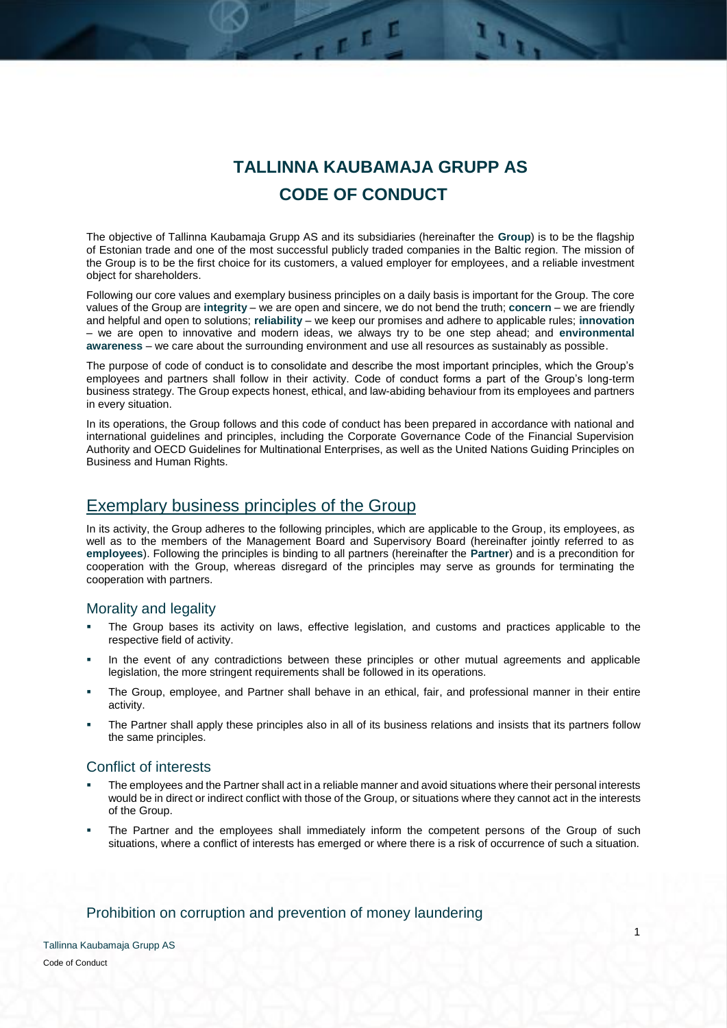# TALLINNA KAUBAMAJA GRUPP AS
# CODE OF CONDUCT

The objective of Tallinna Kaubamaja Grupp AS and its subsidiaries (hereinafter the **Group**) is to be the flagship of Estonian trade and one of the most successful publicly traded companies in the Baltic region. The mission of the Group is to be the first choice for its customers, a valued employer for employees, and a reliable investment object for shareholders.

Following our core values and exemplary business principles on a daily basis is important for the Group. The core values of the Group are **integrity** – we are open and sincere, we do not bend the truth; **concern** – we are friendly and helpful and open to solutions; **reliability** – we keep our promises and adhere to applicable rules; **innovation** – we are open to innovative and modern ideas, we always try to be one step ahead; and **environmental awareness** – we care about the surrounding environment and use all resources as sustainably as possible.

The purpose of code of conduct is to consolidate and describe the most important principles, which the Group's employees and partners shall follow in their activity. Code of conduct forms a part of the Group's long-term business strategy. The Group expects honest, ethical, and law-abiding behaviour from its employees and partners in every situation.

In its operations, the Group follows and this code of conduct has been prepared in accordance with national and international guidelines and principles, including the Corporate Governance Code of the Financial Supervision Authority and OECD Guidelines for Multinational Enterprises, as well as the United Nations Guiding Principles on Business and Human Rights.

## Exemplary business principles of the Group

In its activity, the Group adheres to the following principles, which are applicable to the Group, its employees, as well as to the members of the Management Board and Supervisory Board (hereinafter jointly referred to as **employees**). Following the principles is binding to all partners (hereinafter the **Partner**) and is a precondition for cooperation with the Group, whereas disregard of the principles may serve as grounds for terminating the cooperation with partners.

### Morality and legality

- The Group bases its activity on laws, effective legislation, and customs and practices applicable to the respective field of activity.
- In the event of any contradictions between these principles or other mutual agreements and applicable legislation, the more stringent requirements shall be followed in its operations.
- The Group, employee, and Partner shall behave in an ethical, fair, and professional manner in their entire activity.
- The Partner shall apply these principles also in all of its business relations and insists that its partners follow the same principles.

### Conflict of interests

- The employees and the Partner shall act in a reliable manner and avoid situations where their personal interests would be in direct or indirect conflict with those of the Group, or situations where they cannot act in the interests of the Group.
- The Partner and the employees shall immediately inform the competent persons of the Group of such situations, where a conflict of interests has emerged or where there is a risk of occurrence of such a situation.

### Prohibition on corruption and prevention of money laundering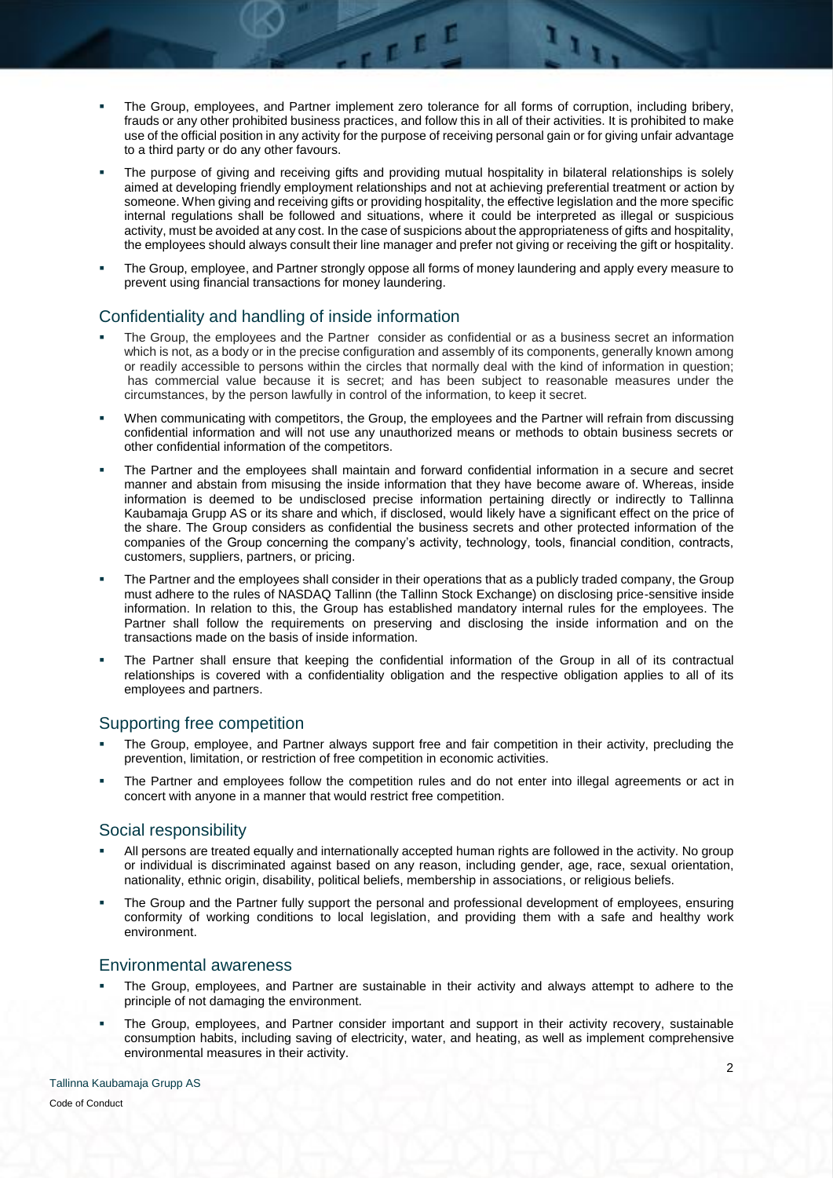- The Group, employees, and Partner implement zero tolerance for all forms of corruption, including bribery, frauds or any other prohibited business practices, and follow this in all of their activities. It is prohibited to make use of the official position in any activity for the purpose of receiving personal gain or for giving unfair advantage to a third party or do any other favours.
- The purpose of giving and receiving gifts and providing mutual hospitality in bilateral relationships is solely aimed at developing friendly employment relationships and not at achieving preferential treatment or action by someone. When giving and receiving gifts or providing hospitality, the effective legislation and the more specific internal regulations shall be followed and situations, where it could be interpreted as illegal or suspicious activity, must be avoided at any cost. In the case of suspicions about the appropriateness of gifts and hospitality, the employees should always consult their line manager and prefer not giving or receiving the gift or hospitality.
- The Group, employee, and Partner strongly oppose all forms of money laundering and apply every measure to prevent using financial transactions for money laundering.

## Confidentiality and handling of inside information

- The Group, the employees and the Partner consider as confidential or as a business secret an information which is not, as a body or in the precise configuration and assembly of its components, generally known among or readily accessible to persons within the circles that normally deal with the kind of information in question; has commercial value because it is secret; and has been subject to reasonable measures under the circumstances, by the person lawfully in control of the information, to keep it secret.
- When communicating with competitors, the Group, the employees and the Partner will refrain from discussing confidential information and will not use any unauthorized means or methods to obtain business secrets or other confidential information of the competitors.
- The Partner and the employees shall maintain and forward confidential information in a secure and secret manner and abstain from misusing the inside information that they have become aware of. Whereas, inside information is deemed to be undisclosed precise information pertaining directly or indirectly to Tallinna Kaubamaja Grupp AS or its share and which, if disclosed, would likely have a significant effect on the price of the share. The Group considers as confidential the business secrets and other protected information of the companies of the Group concerning the company's activity, technology, tools, financial condition, contracts, customers, suppliers, partners, or pricing.
- The Partner and the employees shall consider in their operations that as a publicly traded company, the Group must adhere to the rules of NASDAQ Tallinn (the Tallinn Stock Exchange) on disclosing price-sensitive inside information. In relation to this, the Group has established mandatory internal rules for the employees. The Partner shall follow the requirements on preserving and disclosing the inside information and on the transactions made on the basis of inside information.
- The Partner shall ensure that keeping the confidential information of the Group in all of its contractual relationships is covered with a confidentiality obligation and the respective obligation applies to all of its employees and partners.

## Supporting free competition

- The Group, employee, and Partner always support free and fair competition in their activity, precluding the prevention, limitation, or restriction of free competition in economic activities.
- The Partner and employees follow the competition rules and do not enter into illegal agreements or act in concert with anyone in a manner that would restrict free competition.

## Social responsibility

- All persons are treated equally and internationally accepted human rights are followed in the activity. No group or individual is discriminated against based on any reason, including gender, age, race, sexual orientation, nationality, ethnic origin, disability, political beliefs, membership in associations, or religious beliefs.
- The Group and the Partner fully support the personal and professional development of employees, ensuring conformity of working conditions to local legislation, and providing them with a safe and healthy work environment.

## Environmental awareness

- The Group, employees, and Partner are sustainable in their activity and always attempt to adhere to the principle of not damaging the environment.
- The Group, employees, and Partner consider important and support in their activity recovery, sustainable consumption habits, including saving of electricity, water, and heating, as well as implement comprehensive environmental measures in their activity.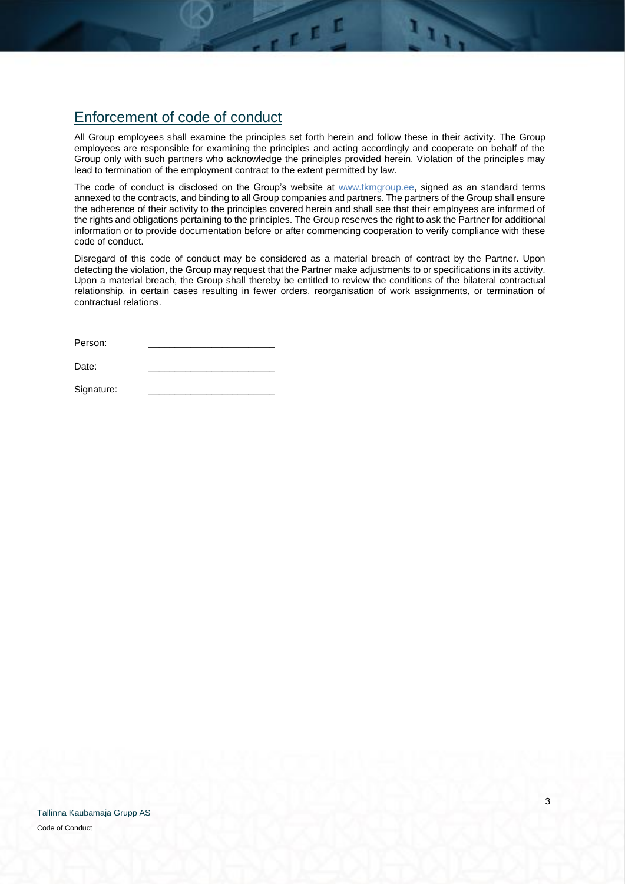## Enforcement of code of conduct

All Group employees shall examine the principles set forth herein and follow these in their activity. The Group employees are responsible for examining the principles and acting accordingly and cooperate on behalf of the Group only with such partners who acknowledge the principles provided herein. Violation of the principles may lead to termination of the employment contract to the extent permitted by law.

The code of conduct is disclosed on the Group's website at [www.tkmgroup.ee](http://www.tkmgroup.ee), signed as an standard terms annexed to the contracts, and binding to all Group companies and partners. The partners of the Group shall ensure the adherence of their activity to the principles covered herein and shall see that their employees are informed of the rights and obligations pertaining to the principles. The Group reserves the right to ask the Partner for additional information or to provide documentation before or after commencing cooperation to verify compliance with these code of conduct.

Disregard of this code of conduct may be considered as a material breach of contract by the Partner. Upon detecting the violation, the Group may request that the Partner make adjustments to or specifications in its activity. Upon a material breach, the Group shall thereby be entitled to review the conditions of the bilateral contractual relationship, in certain cases resulting in fewer orders, reorganisation of work assignments, or termination of contractual relations.

Person: ________________________

Date: ________________________

Signature: ________________________